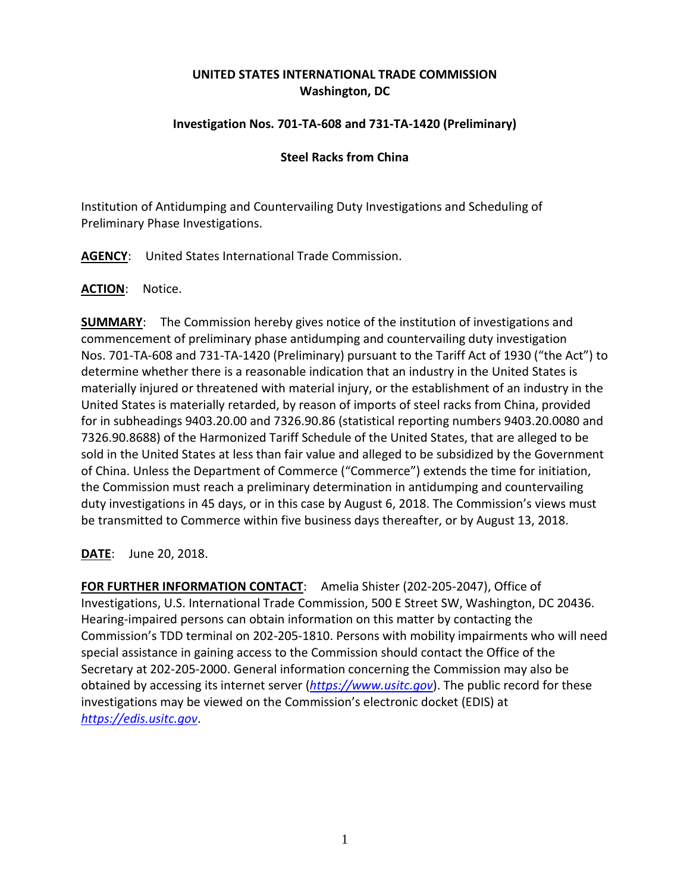**UNITED STATES INTERNATIONAL TRADE COMMISSION**
**Washington, DC**

**Investigation Nos. 701-TA-608 and 731-TA-1420 (Preliminary)**

**Steel Racks from China**

Institution of Antidumping and Countervailing Duty Investigations and Scheduling of Preliminary Phase Investigations.

**AGENCY**: United States International Trade Commission.

**ACTION**: Notice.

**SUMMARY**: The Commission hereby gives notice of the institution of investigations and commencement of preliminary phase antidumping and countervailing duty investigation Nos. 701-TA-608 and 731-TA-1420 (Preliminary) pursuant to the Tariff Act of 1930 ("the Act") to determine whether there is a reasonable indication that an industry in the United States is materially injured or threatened with material injury, or the establishment of an industry in the United States is materially retarded, by reason of imports of steel racks from China, provided for in subheadings 9403.20.00 and 7326.90.86 (statistical reporting numbers 9403.20.0080 and 7326.90.8688) of the Harmonized Tariff Schedule of the United States, that are alleged to be sold in the United States at less than fair value and alleged to be subsidized by the Government of China. Unless the Department of Commerce ("Commerce") extends the time for initiation, the Commission must reach a preliminary determination in antidumping and countervailing duty investigations in 45 days, or in this case by August 6, 2018. The Commission's views must be transmitted to Commerce within five business days thereafter, or by August 13, 2018.

**DATE**: June 20, 2018.

**FOR FURTHER INFORMATION CONTACT**: Amelia Shister (202-205-2047), Office of Investigations, U.S. International Trade Commission, 500 E Street SW, Washington, DC 20436. Hearing-impaired persons can obtain information on this matter by contacting the Commission's TDD terminal on 202-205-1810. Persons with mobility impairments who will need special assistance in gaining access to the Commission should contact the Office of the Secretary at 202-205-2000. General information concerning the Commission may also be obtained by accessing its internet server (*https://www.usitc.gov*). The public record for these investigations may be viewed on the Commission's electronic docket (EDIS) at *https://edis.usitc.gov*.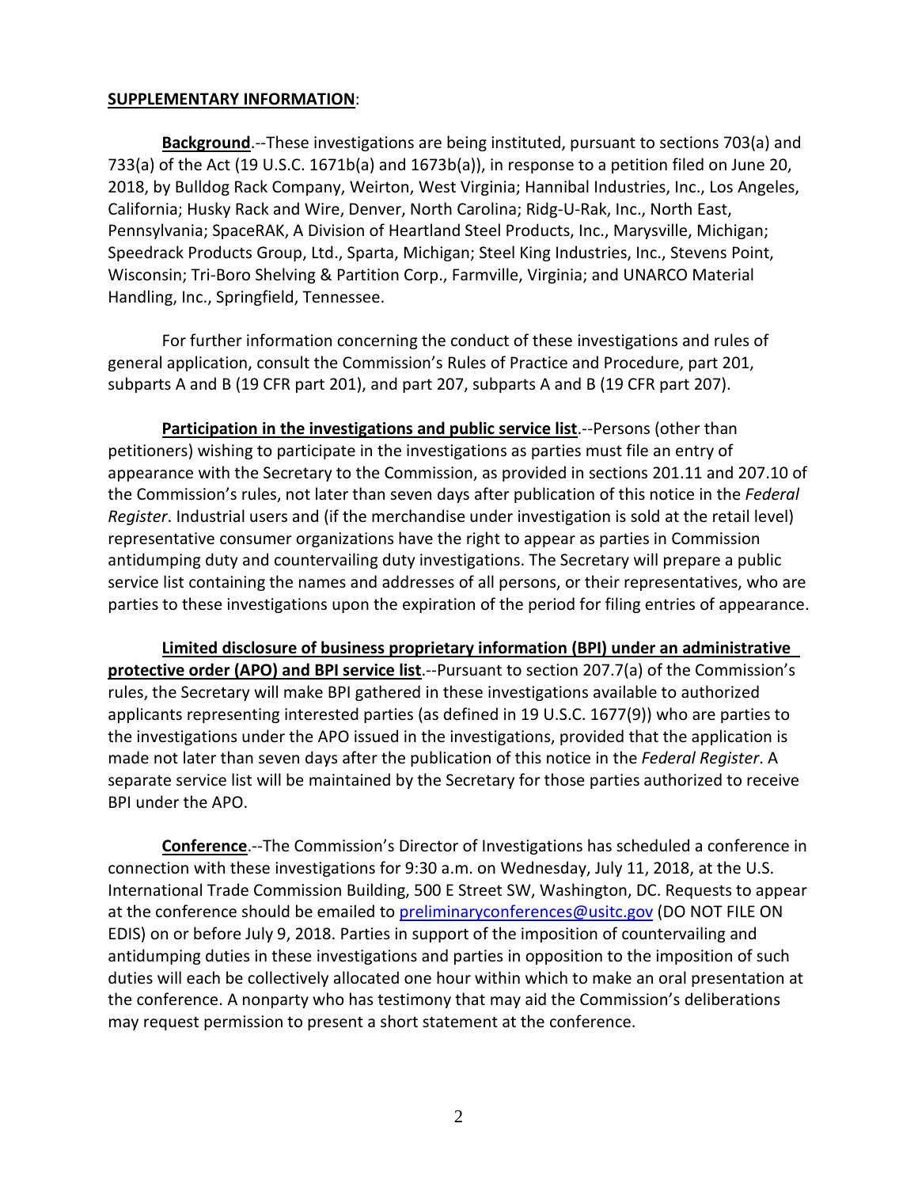**SUPPLEMENTARY INFORMATION**:

**Background**.--These investigations are being instituted, pursuant to sections 703(a) and 733(a) of the Act (19 U.S.C. 1671b(a) and 1673b(a)), in response to a petition filed on June 20, 2018, by Bulldog Rack Company, Weirton, West Virginia; Hannibal Industries, Inc., Los Angeles, California; Husky Rack and Wire, Denver, North Carolina; Ridg-U-Rak, Inc., North East, Pennsylvania; SpaceRAK, A Division of Heartland Steel Products, Inc., Marysville, Michigan; Speedrack Products Group, Ltd., Sparta, Michigan; Steel King Industries, Inc., Stevens Point, Wisconsin; Tri-Boro Shelving & Partition Corp., Farmville, Virginia; and UNARCO Material Handling, Inc., Springfield, Tennessee.

For further information concerning the conduct of these investigations and rules of general application, consult the Commission's Rules of Practice and Procedure, part 201, subparts A and B (19 CFR part 201), and part 207, subparts A and B (19 CFR part 207).

**Participation in the investigations and public service list**.--Persons (other than petitioners) wishing to participate in the investigations as parties must file an entry of appearance with the Secretary to the Commission, as provided in sections 201.11 and 207.10 of the Commission's rules, not later than seven days after publication of this notice in the *Federal Register*. Industrial users and (if the merchandise under investigation is sold at the retail level) representative consumer organizations have the right to appear as parties in Commission antidumping duty and countervailing duty investigations. The Secretary will prepare a public service list containing the names and addresses of all persons, or their representatives, who are parties to these investigations upon the expiration of the period for filing entries of appearance.

**Limited disclosure of business proprietary information (BPI) under an administrative protective order (APO) and BPI service list**.--Pursuant to section 207.7(a) of the Commission's rules, the Secretary will make BPI gathered in these investigations available to authorized applicants representing interested parties (as defined in 19 U.S.C. 1677(9)) who are parties to the investigations under the APO issued in the investigations, provided that the application is made not later than seven days after the publication of this notice in the *Federal Register*. A separate service list will be maintained by the Secretary for those parties authorized to receive BPI under the APO.

**Conference**.--The Commission's Director of Investigations has scheduled a conference in connection with these investigations for 9:30 a.m. on Wednesday, July 11, 2018, at the U.S. International Trade Commission Building, 500 E Street SW, Washington, DC. Requests to appear at the conference should be emailed to preliminaryconferences@usitc.gov (DO NOT FILE ON EDIS) on or before July 9, 2018. Parties in support of the imposition of countervailing and antidumping duties in these investigations and parties in opposition to the imposition of such duties will each be collectively allocated one hour within which to make an oral presentation at the conference. A nonparty who has testimony that may aid the Commission's deliberations may request permission to present a short statement at the conference.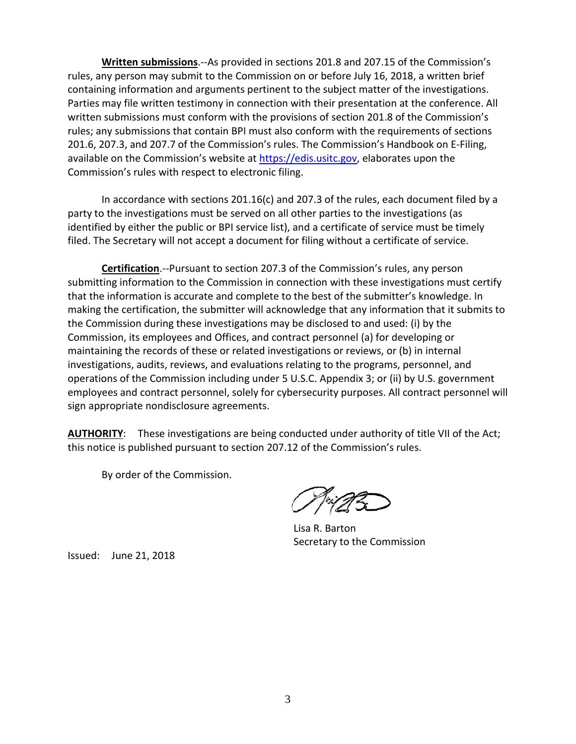**Written submissions**.--As provided in sections 201.8 and 207.15 of the Commission's rules, any person may submit to the Commission on or before July 16, 2018, a written brief containing information and arguments pertinent to the subject matter of the investigations. Parties may file written testimony in connection with their presentation at the conference. All written submissions must conform with the provisions of section 201.8 of the Commission's rules; any submissions that contain BPI must also conform with the requirements of sections 201.6, 207.3, and 207.7 of the Commission's rules. The Commission's Handbook on E-Filing, available on the Commission's website at https://edis.usitc.gov, elaborates upon the Commission's rules with respect to electronic filing.

In accordance with sections 201.16(c) and 207.3 of the rules, each document filed by a party to the investigations must be served on all other parties to the investigations (as identified by either the public or BPI service list), and a certificate of service must be timely filed. The Secretary will not accept a document for filing without a certificate of service.

**Certification**.--Pursuant to section 207.3 of the Commission's rules, any person submitting information to the Commission in connection with these investigations must certify that the information is accurate and complete to the best of the submitter's knowledge. In making the certification, the submitter will acknowledge that any information that it submits to the Commission during these investigations may be disclosed to and used: (i) by the Commission, its employees and Offices, and contract personnel (a) for developing or maintaining the records of these or related investigations or reviews, or (b) in internal investigations, audits, reviews, and evaluations relating to the programs, personnel, and operations of the Commission including under 5 U.S.C. Appendix 3; or (ii) by U.S. government employees and contract personnel, solely for cybersecurity purposes. All contract personnel will sign appropriate nondisclosure agreements.

**AUTHORITY**: These investigations are being conducted under authority of title VII of the Act; this notice is published pursuant to section 207.12 of the Commission's rules.

By order of the Commission.

Lisa R. Barton
Secretary to the Commission

Issued: June 21, 2018